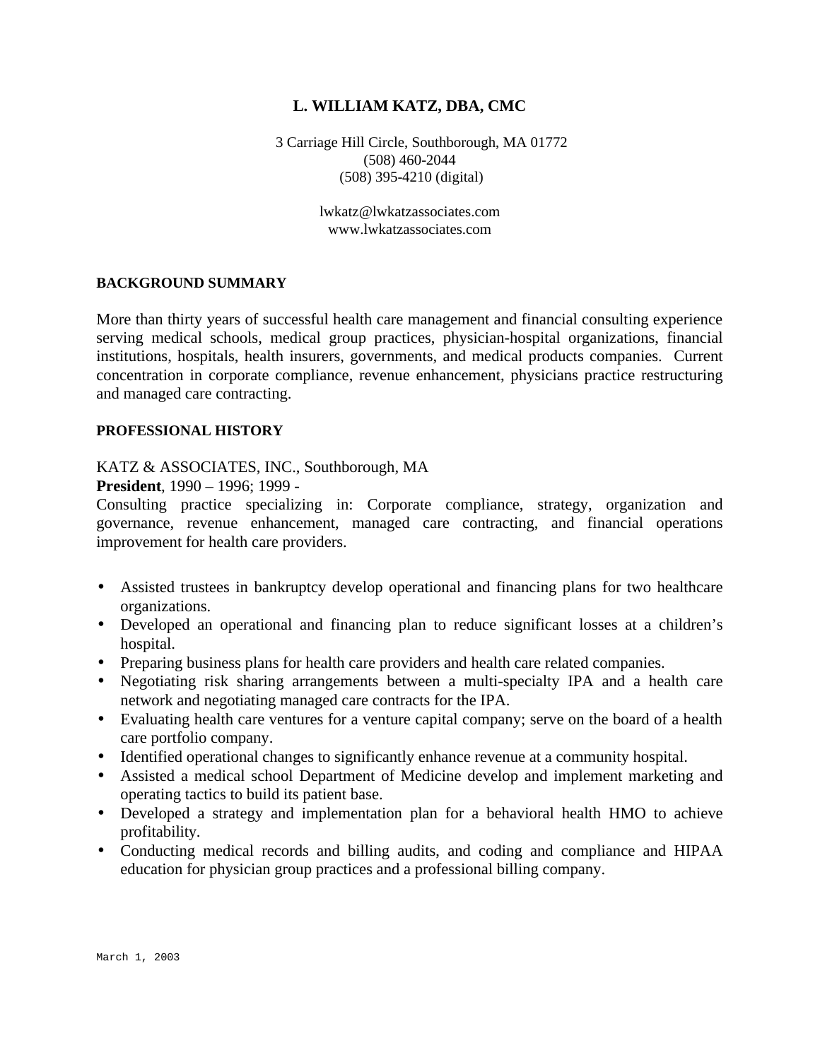# L. WILLIAM KATZ, DBA, CMC

3 Carriage Hill Circle, Southborough, MA 01772
(508) 460-2044
(508) 395-4210 (digital)

lwkatz@lwkatzassociates.com
www.lwkatzassociates.com

## BACKGROUND SUMMARY

More than thirty years of successful health care management and financial consulting experience serving medical schools, medical group practices, physician-hospital organizations, financial institutions, hospitals, health insurers, governments, and medical products companies. Current concentration in corporate compliance, revenue enhancement, physicians practice restructuring and managed care contracting.

## PROFESSIONAL HISTORY

KATZ & ASSOCIATES, INC., Southborough, MA
**President**, 1990 – 1996; 1999 -
Consulting practice specializing in: Corporate compliance, strategy, organization and governance, revenue enhancement, managed care contracting, and financial operations improvement for health care providers.

- Assisted trustees in bankruptcy develop operational and financing plans for two healthcare organizations.
- Developed an operational and financing plan to reduce significant losses at a children's hospital.
- Preparing business plans for health care providers and health care related companies.
- Negotiating risk sharing arrangements between a multi-specialty IPA and a health care network and negotiating managed care contracts for the IPA.
- Evaluating health care ventures for a venture capital company; serve on the board of a health care portfolio company.
- Identified operational changes to significantly enhance revenue at a community hospital.
- Assisted a medical school Department of Medicine develop and implement marketing and operating tactics to build its patient base.
- Developed a strategy and implementation plan for a behavioral health HMO to achieve profitability.
- Conducting medical records and billing audits, and coding and compliance and HIPAA education for physician group practices and a professional billing company.

March 1, 2003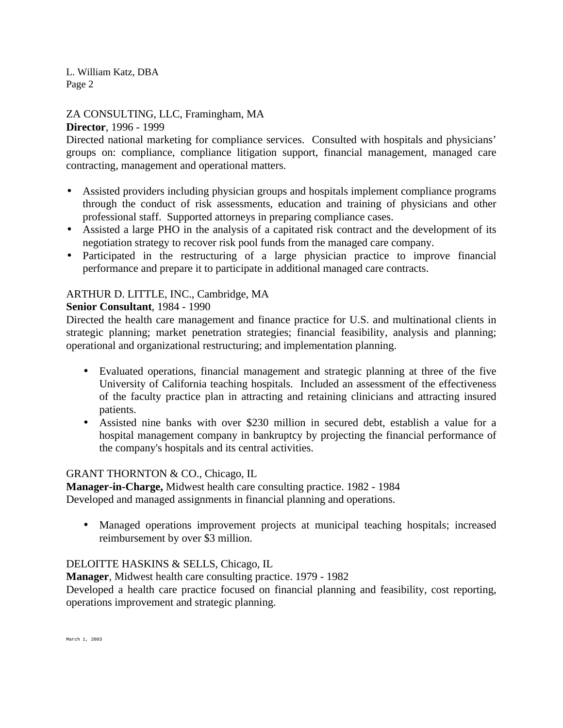ZA CONSULTING, LLC, Framingham, MA

**Director**, 1996 - 1999

Directed national marketing for compliance services. Consulted with hospitals and physicians' groups on: compliance, compliance litigation support, financial management, managed care contracting, management and operational matters.

- Assisted providers including physician groups and hospitals implement compliance programs through the conduct of risk assessments, education and training of physicians and other professional staff. Supported attorneys in preparing compliance cases.
- Assisted a large PHO in the analysis of a capitated risk contract and the development of its negotiation strategy to recover risk pool funds from the managed care company.
- Participated in the restructuring of a large physician practice to improve financial performance and prepare it to participate in additional managed care contracts.

ARTHUR D. LITTLE, INC., Cambridge, MA

**Senior Consultant**, 1984 - 1990

Directed the health care management and finance practice for U.S. and multinational clients in strategic planning; market penetration strategies; financial feasibility, analysis and planning; operational and organizational restructuring; and implementation planning.

- Evaluated operations, financial management and strategic planning at three of the five University of California teaching hospitals. Included an assessment of the effectiveness of the faculty practice plan in attracting and retaining clinicians and attracting insured patients.
- Assisted nine banks with over $230 million in secured debt, establish a value for a hospital management company in bankruptcy by projecting the financial performance of the company's hospitals and its central activities.

GRANT THORNTON & CO., Chicago, IL

**Manager-in-Charge,** Midwest health care consulting practice. 1982 - 1984

Developed and managed assignments in financial planning and operations.

- Managed operations improvement projects at municipal teaching hospitals; increased reimbursement by over $3 million.

DELOITTE HASKINS & SELLS, Chicago, IL

**Manager**, Midwest health care consulting practice. 1979 - 1982

Developed a health care practice focused on financial planning and feasibility, cost reporting, operations improvement and strategic planning.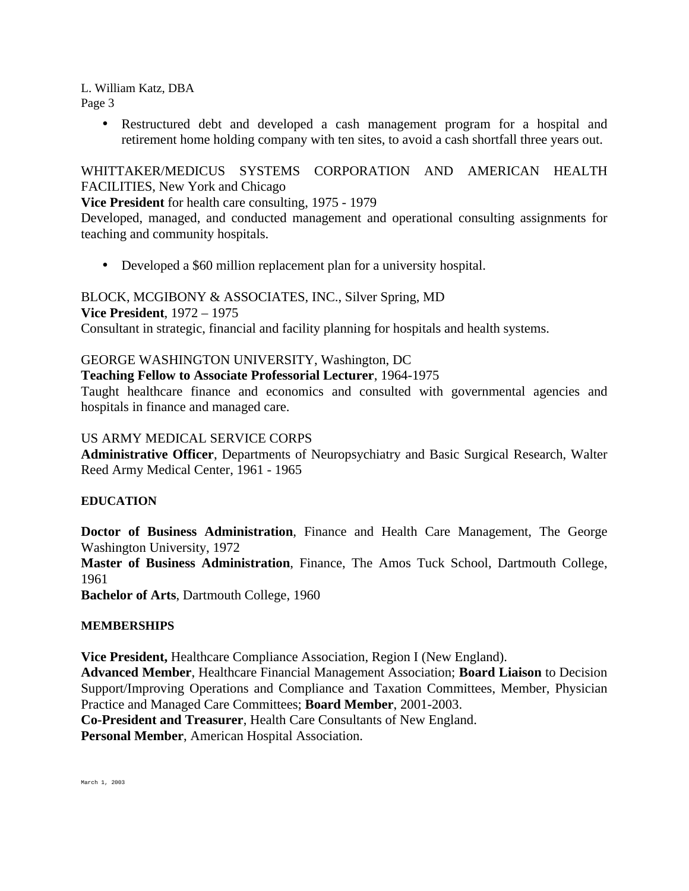- Restructured debt and developed a cash management program for a hospital and retirement home holding company with ten sites, to avoid a cash shortfall three years out.

WHITTAKER/MEDICUS SYSTEMS CORPORATION AND AMERICAN HEALTH FACILITIES, New York and Chicago
**Vice President** for health care consulting, 1975 - 1979
Developed, managed, and conducted management and operational consulting assignments for teaching and community hospitals.

- Developed a $60 million replacement plan for a university hospital.

BLOCK, MCGIBONY & ASSOCIATES, INC., Silver Spring, MD
**Vice President**, 1972 – 1975
Consultant in strategic, financial and facility planning for hospitals and health systems.

GEORGE WASHINGTON UNIVERSITY, Washington, DC
**Teaching Fellow to Associate Professorial Lecturer**, 1964-1975
Taught healthcare finance and economics and consulted with governmental agencies and hospitals in finance and managed care.

US ARMY MEDICAL SERVICE CORPS
**Administrative Officer**, Departments of Neuropsychiatry and Basic Surgical Research, Walter Reed Army Medical Center, 1961 - 1965

## EDUCATION

**Doctor of Business Administration**, Finance and Health Care Management, The George Washington University, 1972
**Master of Business Administration**, Finance, The Amos Tuck School, Dartmouth College, 1961
**Bachelor of Arts**, Dartmouth College, 1960

## MEMBERSHIPS

**Vice President,** Healthcare Compliance Association, Region I (New England).
**Advanced Member**, Healthcare Financial Management Association; **Board Liaison** to Decision Support/Improving Operations and Compliance and Taxation Committees, Member, Physician Practice and Managed Care Committees; **Board Member**, 2001-2003.
**Co-President and Treasurer**, Health Care Consultants of New England.
**Personal Member**, American Hospital Association.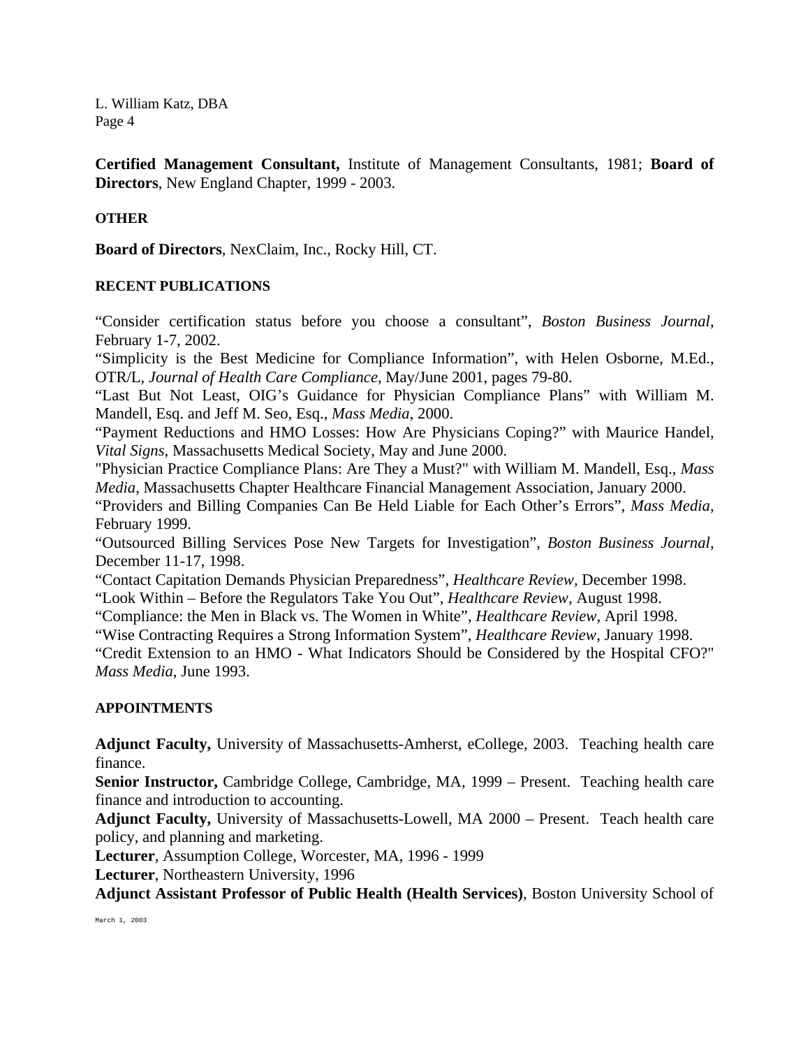**Certified Management Consultant,** Institute of Management Consultants, 1981; **Board of Directors**, New England Chapter, 1999 - 2003.

**OTHER**

**Board of Directors**, NexClaim, Inc., Rocky Hill, CT.

**RECENT PUBLICATIONS**

“Consider certification status before you choose a consultant”, *Boston Business Journal*, February 1-7, 2002.
“Simplicity is the Best Medicine for Compliance Information”, with Helen Osborne, M.Ed., OTR/L, *Journal of Health Care Compliance*, May/June 2001, pages 79-80.
“Last But Not Least, OIG’s Guidance for Physician Compliance Plans” with William M. Mandell, Esq. and Jeff M. Seo, Esq., *Mass Media*, 2000.
“Payment Reductions and HMO Losses: How Are Physicians Coping?” with Maurice Handel, *Vital Signs*, Massachusetts Medical Society, May and June 2000.
"Physician Practice Compliance Plans: Are They a Must?" with William M. Mandell, Esq., *Mass Media*, Massachusetts Chapter Healthcare Financial Management Association, January 2000.
“Providers and Billing Companies Can Be Held Liable for Each Other’s Errors”, *Mass Media*, February 1999.
“Outsourced Billing Services Pose New Targets for Investigation”, *Boston Business Journal*, December 11-17, 1998.
“Contact Capitation Demands Physician Preparedness”, *Healthcare Review*, December 1998.
“Look Within – Before the Regulators Take You Out”, *Healthcare Review*, August 1998.
“Compliance: the Men in Black vs. The Women in White”, *Healthcare Review*, April 1998.
“Wise Contracting Requires a Strong Information System”, *Healthcare Review*, January 1998.
“Credit Extension to an HMO - What Indicators Should be Considered by the Hospital CFO?" *Mass Media*, June 1993.

**APPOINTMENTS**

**Adjunct Faculty,** University of Massachusetts-Amherst, eCollege, 2003. Teaching health care finance.
**Senior Instructor,** Cambridge College, Cambridge, MA, 1999 – Present. Teaching health care finance and introduction to accounting.
**Adjunct Faculty,** University of Massachusetts-Lowell, MA 2000 – Present. Teach health care policy, and planning and marketing.
**Lecturer**, Assumption College, Worcester, MA, 1996 - 1999
**Lecturer**, Northeastern University, 1996
**Adjunct Assistant Professor of Public Health (Health Services)**, Boston University School of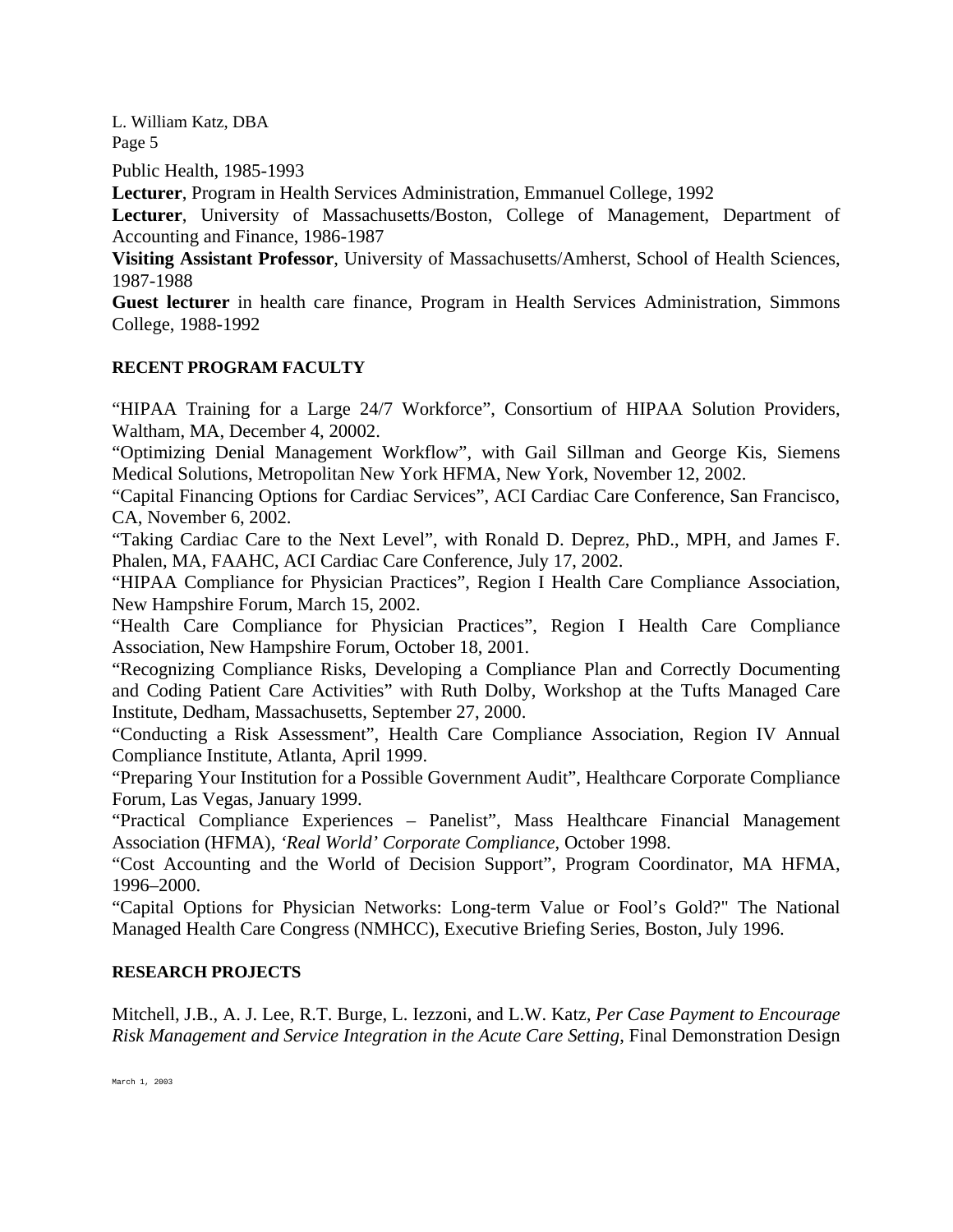Public Health, 1985-1993

**Lecturer**, Program in Health Services Administration, Emmanuel College, 1992

**Lecturer**, University of Massachusetts/Boston, College of Management, Department of Accounting and Finance, 1986-1987

**Visiting Assistant Professor**, University of Massachusetts/Amherst, School of Health Sciences, 1987-1988

**Guest lecturer** in health care finance, Program in Health Services Administration, Simmons College, 1988-1992

## RECENT PROGRAM FACULTY

"HIPAA Training for a Large 24/7 Workforce", Consortium of HIPAA Solution Providers, Waltham, MA, December 4, 20002.

"Optimizing Denial Management Workflow", with Gail Sillman and George Kis, Siemens Medical Solutions, Metropolitan New York HFMA, New York, November 12, 2002.

"Capital Financing Options for Cardiac Services", ACI Cardiac Care Conference, San Francisco, CA, November 6, 2002.

"Taking Cardiac Care to the Next Level", with Ronald D. Deprez, PhD., MPH, and James F. Phalen, MA, FAAHC, ACI Cardiac Care Conference, July 17, 2002.

"HIPAA Compliance for Physician Practices", Region I Health Care Compliance Association, New Hampshire Forum, March 15, 2002.

"Health Care Compliance for Physician Practices", Region I Health Care Compliance Association, New Hampshire Forum, October 18, 2001.

"Recognizing Compliance Risks, Developing a Compliance Plan and Correctly Documenting and Coding Patient Care Activities" with Ruth Dolby, Workshop at the Tufts Managed Care Institute, Dedham, Massachusetts, September 27, 2000.

"Conducting a Risk Assessment", Health Care Compliance Association, Region IV Annual Compliance Institute, Atlanta, April 1999.

"Preparing Your Institution for a Possible Government Audit", Healthcare Corporate Compliance Forum, Las Vegas, January 1999.

"Practical Compliance Experiences – Panelist", Mass Healthcare Financial Management Association (HFMA), *'Real World' Corporate Compliance*, October 1998.

"Cost Accounting and the World of Decision Support", Program Coordinator, MA HFMA, 1996–2000.

"Capital Options for Physician Networks: Long-term Value or Fool's Gold?" The National Managed Health Care Congress (NMHCC), Executive Briefing Series, Boston, July 1996.

## RESEARCH PROJECTS

Mitchell, J.B., A. J. Lee, R.T. Burge, L. Iezzoni, and L.W. Katz, *Per Case Payment to Encourage Risk Management and Service Integration in the Acute Care Setting*, Final Demonstration Design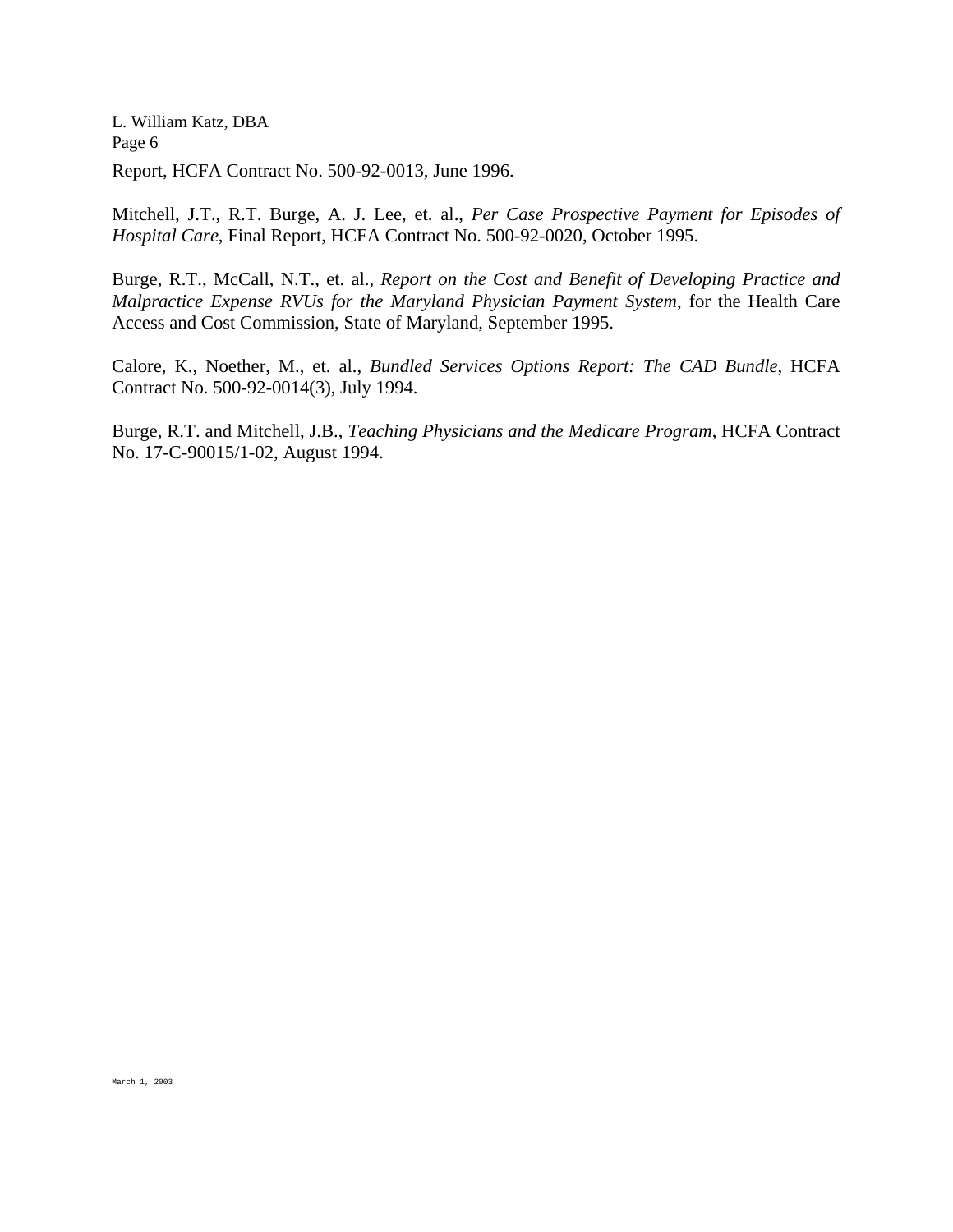Report, HCFA Contract No. 500-92-0013, June 1996.

Mitchell, J.T., R.T. Burge, A. J. Lee, et. al., *Per Case Prospective Payment for Episodes of Hospital Care*, Final Report, HCFA Contract No. 500-92-0020, October 1995.

Burge, R.T., McCall, N.T., et. al., *Report on the Cost and Benefit of Developing Practice and Malpractice Expense RVUs for the Maryland Physician Payment System*, for the Health Care Access and Cost Commission, State of Maryland, September 1995.

Calore, K., Noether, M., et. al., *Bundled Services Options Report: The CAD Bundle*, HCFA Contract No. 500-92-0014(3), July 1994.

Burge, R.T. and Mitchell, J.B., *Teaching Physicians and the Medicare Program*, HCFA Contract No. 17-C-90015/1-02, August 1994.